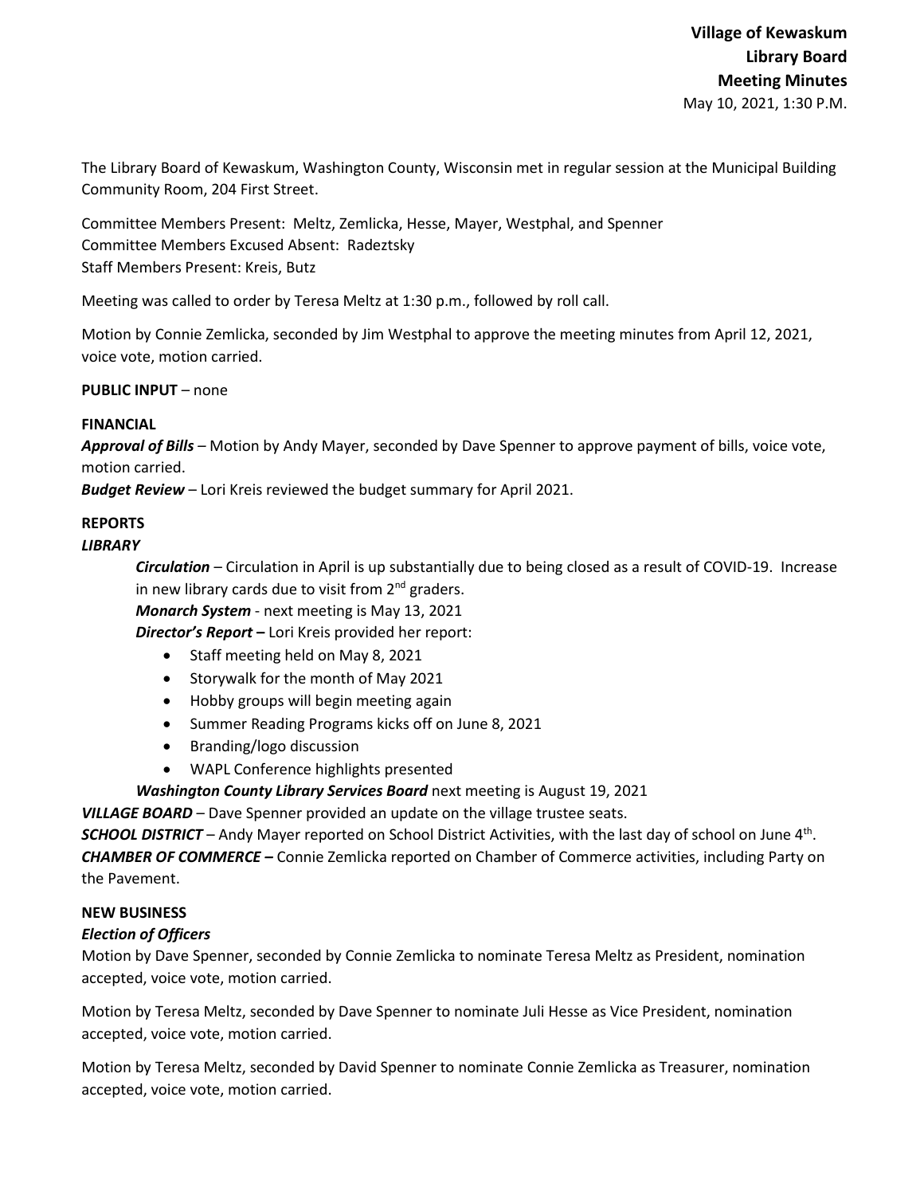**Village of Kewaskum**
**Library Board**
**Meeting Minutes**
May 10, 2021, 1:30 P.M.

The Library Board of Kewaskum, Washington County, Wisconsin met in regular session at the Municipal Building Community Room, 204 First Street.

Committee Members Present: Meltz, Zemlicka, Hesse, Mayer, Westphal, and Spenner
Committee Members Excused Absent: Radeztsky
Staff Members Present: Kreis, Butz

Meeting was called to order by Teresa Meltz at 1:30 p.m., followed by roll call.

Motion by Connie Zemlicka, seconded by Jim Westphal to approve the meeting minutes from April 12, 2021, voice vote, motion carried.

**PUBLIC INPUT** – none

**FINANCIAL**

***Approval of Bills*** – Motion by Andy Mayer, seconded by Dave Spenner to approve payment of bills, voice vote, motion carried.

***Budget Review*** – Lori Kreis reviewed the budget summary for April 2021.

**REPORTS**

***LIBRARY***

***Circulation*** – Circulation in April is up substantially due to being closed as a result of COVID-19. Increase in new library cards due to visit from 2nd graders.

***Monarch System*** - next meeting is May 13, 2021

***Director's Report –*** Lori Kreis provided her report:

- Staff meeting held on May 8, 2021
- Storywalk for the month of May 2021
- Hobby groups will begin meeting again
- Summer Reading Programs kicks off on June 8, 2021
- Branding/logo discussion
- WAPL Conference highlights presented

***Washington County Library Services Board*** next meeting is August 19, 2021

***VILLAGE BOARD*** – Dave Spenner provided an update on the village trustee seats.

***SCHOOL DISTRICT*** – Andy Mayer reported on School District Activities, with the last day of school on June 4th.

***CHAMBER OF COMMERCE –*** Connie Zemlicka reported on Chamber of Commerce activities, including Party on the Pavement.

**NEW BUSINESS**

***Election of Officers***

Motion by Dave Spenner, seconded by Connie Zemlicka to nominate Teresa Meltz as President, nomination accepted, voice vote, motion carried.

Motion by Teresa Meltz, seconded by Dave Spenner to nominate Juli Hesse as Vice President, nomination accepted, voice vote, motion carried.

Motion by Teresa Meltz, seconded by David Spenner to nominate Connie Zemlicka as Treasurer, nomination accepted, voice vote, motion carried.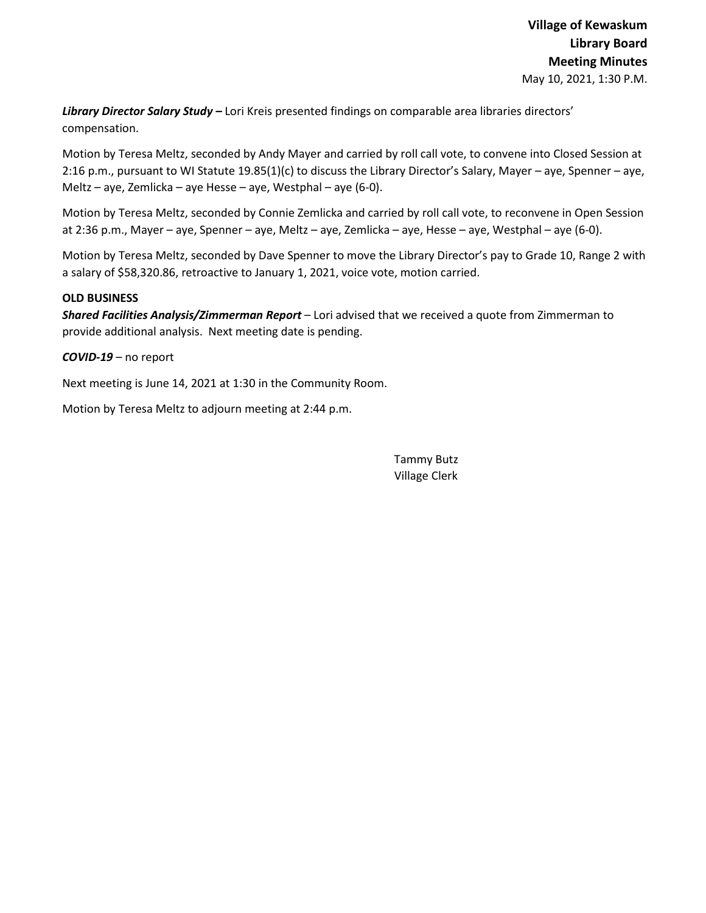**Village of Kewaskum**
**Library Board**
**Meeting Minutes**
May 10, 2021, 1:30 P.M.

***Library Director Salary Study –*** Lori Kreis presented findings on comparable area libraries directors' compensation.

Motion by Teresa Meltz, seconded by Andy Mayer and carried by roll call vote, to convene into Closed Session at 2:16 p.m., pursuant to WI Statute 19.85(1)(c) to discuss the Library Director's Salary, Mayer – aye, Spenner – aye, Meltz – aye, Zemlicka – aye Hesse – aye, Westphal – aye (6-0).

Motion by Teresa Meltz, seconded by Connie Zemlicka and carried by roll call vote, to reconvene in Open Session at 2:36 p.m., Mayer – aye, Spenner – aye, Meltz – aye, Zemlicka – aye, Hesse – aye, Westphal – aye (6-0).

Motion by Teresa Meltz, seconded by Dave Spenner to move the Library Director's pay to Grade 10, Range 2 with a salary of $58,320.86, retroactive to January 1, 2021, voice vote, motion carried.

**OLD BUSINESS**

***Shared Facilities Analysis/Zimmerman Report*** – Lori advised that we received a quote from Zimmerman to provide additional analysis. Next meeting date is pending.

***COVID-19*** – no report

Next meeting is June 14, 2021 at 1:30 in the Community Room.

Motion by Teresa Meltz to adjourn meeting at 2:44 p.m.

Tammy Butz
Village Clerk